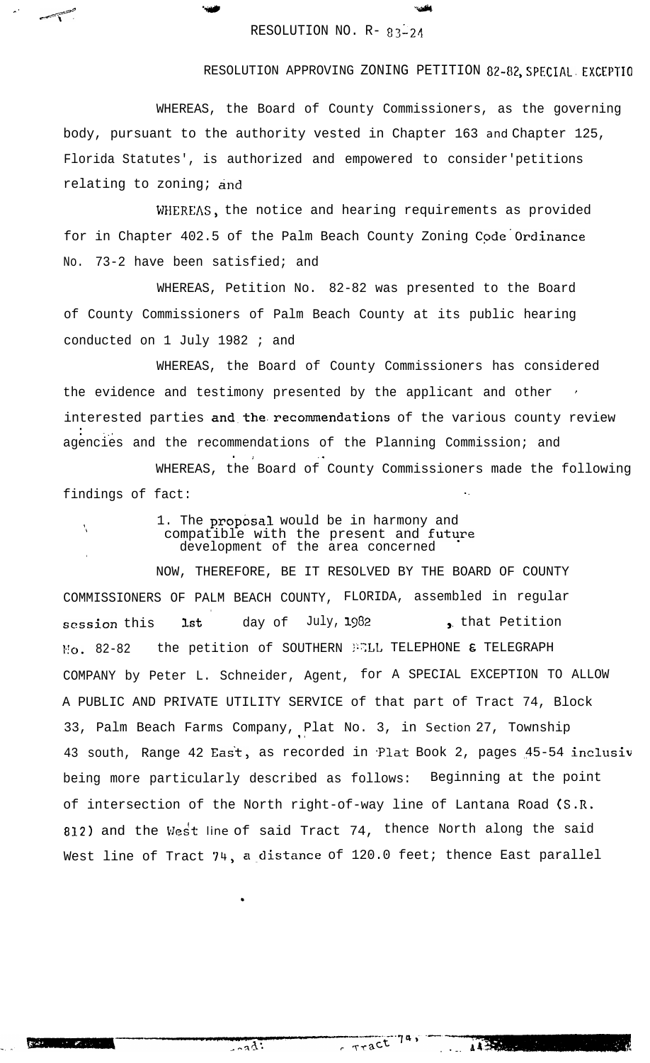RESOLUTION NO. R- 83-24

RESOLUTION APPROVING ZONING PETITION 82-82, SPECIAL EXCEPTIO

WHEREAS, the Board of County Commissioners, as the governing body, pursuant to the authority vested in Chapter 163 and Chapter 125, Florida Statutes', is authorized and empowered to consider'petitions relating to zoning; and

WHEREAS, the notice and hearing requirements as provided for in Chapter 402.5 of the Palm Beach County Zoning Code Ordinance No. 73-2 have been satisfied; and

WHEREAS, Petition No. 82-82 was presented to the Board of County Commissioners of Palm Beach County at its public hearing conducted on 1 July 1982 ; and

WHEREAS, the Board of County Commissioners has considered the evidence and testimony presented by the applicant and other interested parties and the recommendations of the various county review agencies and the recommendations of the Planning Commission; and

WHEREAS, the Board of County Commissioners made the following findings of fact:

1. The proposal would be in harmony and compatible with the present and future development of the area concerned

NOW, THEREFORE, BE IT RESOLVED BY THE BOARD OF COUNTY COMMISSIONERS OF PALM BEACH COUNTY, FLORIDA, assembled in regular session this 1st day of July, 1982 , that Petition No. 82-82 the petition of SOUTHERN BELL TELEPHONE & TELEGRAPH COMPANY by Peter L. Schneider, Agent, for A SPECIAL EXCEPTION TO ALLOW A PUBLIC AND PRIVATE UTILITY SERVICE of that part of Tract 74, Block 33, Palm Beach Farms Company, Plat No. 3, in Section 27, Township 43 south, Range 42 East, as recorded in Plat Book 2, pages 45-54 inclusiv being more particularly described as follows: Beginning at the point of intersection of the North right-of-way line of Lantana Road (S.R. 812) and the West line of said Tract 74, thence North along the said West line of Tract 74, a distance of 120.0 feet; thence East parallel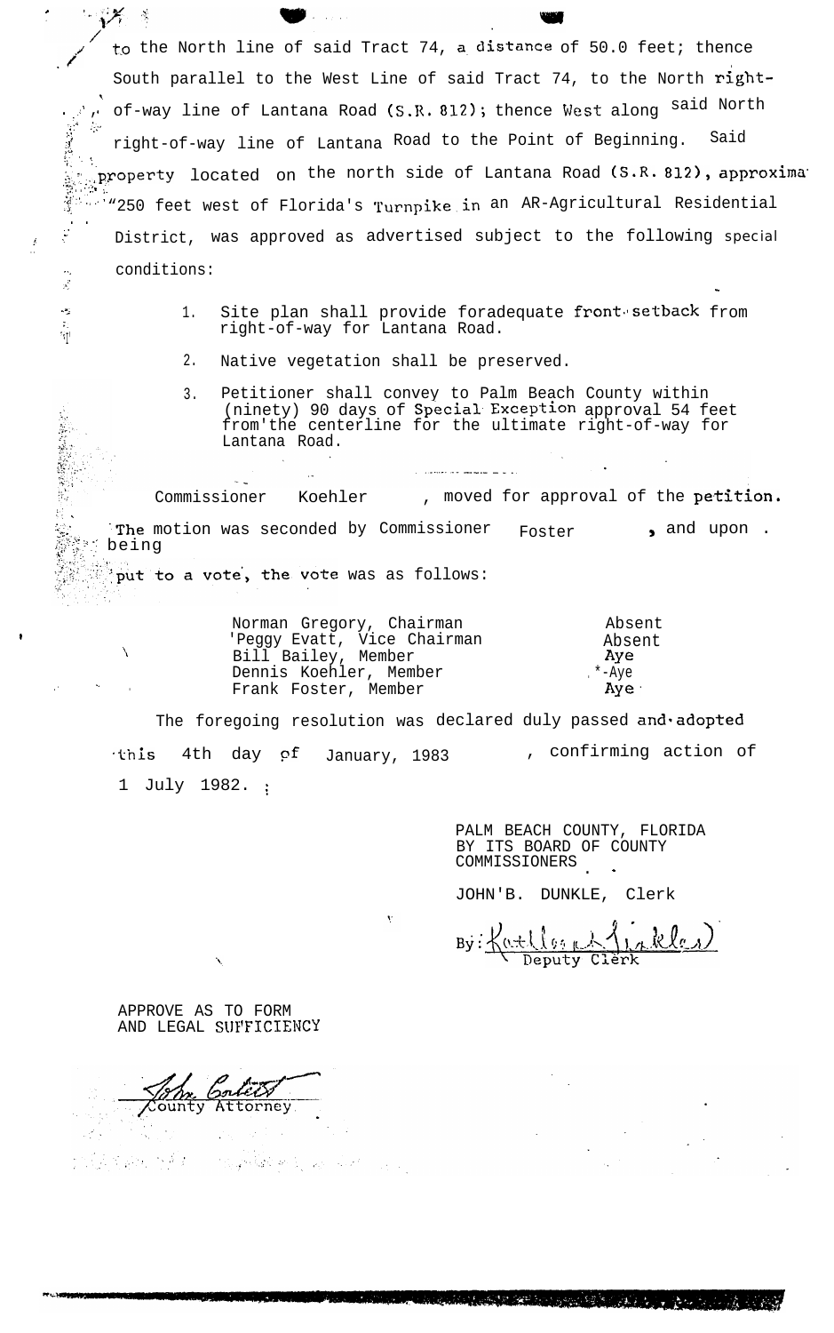to the North line of said Tract 74, a distance of 50.0 feet; thence South parallel to the West Line of said Tract 74, to the North right-of-way line of Lantana Road (S.R. 812); thence West along said North right-of-way line of Lantana Road to the Point of Beginning. Said property located on the north side of Lantana Road (S.R. 812), approxima "250 feet west of Florida's Turnpike in an AR-Agricultural Residential District, was approved as advertised subject to the following special conditions:

1. Site plan shall provide foradequate front setback from right-of-way for Lantana Road.
2. Native vegetation shall be preserved.
3. Petitioner shall convey to Palm Beach County within (ninety) 90 days of Special Exception approval 54 feet from'the centerline for the ultimate right-of-way for Lantana Road.

Commissioner Koehler, moved for approval of the petition.

The motion was seconded by Commissioner Foster, and upon being put to a vote, the vote was as follows:

| | |
|---|---|
| Norman Gregory, Chairman | Absent |
| Peggy Evatt, Vice Chairman | Absent |
| Bill Bailey, Member | Aye |
| Dennis Koehler, Member | Aye |
| Frank Foster, Member | Aye |

The foregoing resolution was declared duly passed and adopted this 4th day of January, 1983, confirming action of 1 July 1982.

PALM BEACH COUNTY, FLORIDA
BY ITS BOARD OF COUNTY COMMISSIONERS

JOHN B. DUNKLE, Clerk

By: Kathleen Winkler
Deputy Clerk

APPROVE AS TO FORM
AND LEGAL SUFFICIENCY

John Corbett
County Attorney